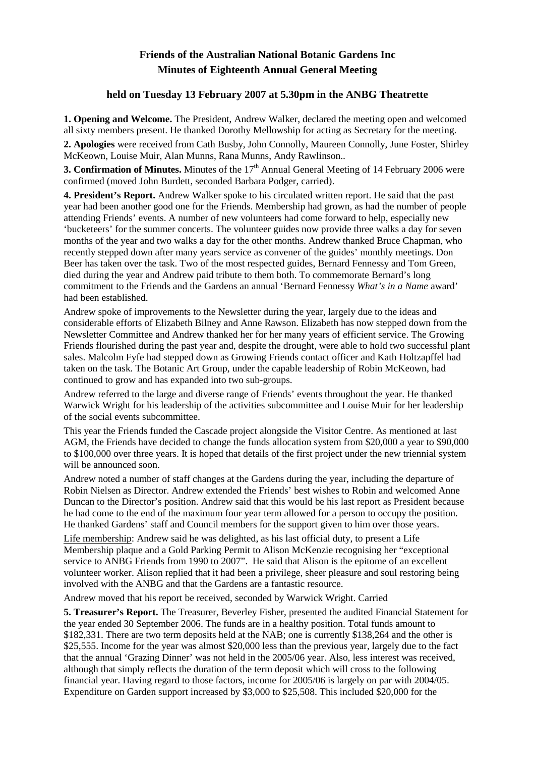# Friends of the Australian National Botanic Gardens Inc
# Minutes of Eighteenth Annual General Meeting

### held on Tuesday 13 February 2007 at 5.30pm in the ANBG Theatrette

**1. Opening and Welcome.** The President, Andrew Walker, declared the meeting open and welcomed all sixty members present. He thanked Dorothy Mellowship for acting as Secretary for the meeting.

**2. Apologies** were received from Cath Busby, John Connolly, Maureen Connolly, June Foster, Shirley McKeown, Louise Muir, Alan Munns, Rana Munns, Andy Rawlinson..

**3. Confirmation of Minutes.** Minutes of the 17th Annual General Meeting of 14 February 2006 were confirmed (moved John Burdett, seconded Barbara Podger, carried).

**4. President's Report.** Andrew Walker spoke to his circulated written report. He said that the past year had been another good one for the Friends. Membership had grown, as had the number of people attending Friends' events. A number of new volunteers had come forward to help, especially new 'bucketeers' for the summer concerts. The volunteer guides now provide three walks a day for seven months of the year and two walks a day for the other months. Andrew thanked Bruce Chapman, who recently stepped down after many years service as convener of the guides' monthly meetings. Don Beer has taken over the task. Two of the most respected guides, Bernard Fennessy and Tom Green, died during the year and Andrew paid tribute to them both. To commemorate Bernard's long commitment to the Friends and the Gardens an annual 'Bernard Fennessy *What's in a Name* award' had been established.

Andrew spoke of improvements to the Newsletter during the year, largely due to the ideas and considerable efforts of Elizabeth Bilney and Anne Rawson. Elizabeth has now stepped down from the Newsletter Committee and Andrew thanked her for her many years of efficient service. The Growing Friends flourished during the past year and, despite the drought, were able to hold two successful plant sales. Malcolm Fyfe had stepped down as Growing Friends contact officer and Kath Holtzapffel had taken on the task. The Botanic Art Group, under the capable leadership of Robin McKeown, had continued to grow and has expanded into two sub-groups.

Andrew referred to the large and diverse range of Friends' events throughout the year. He thanked Warwick Wright for his leadership of the activities subcommittee and Louise Muir for her leadership of the social events subcommittee.

This year the Friends funded the Cascade project alongside the Visitor Centre. As mentioned at last AGM, the Friends have decided to change the funds allocation system from $20,000 a year to $90,000 to $100,000 over three years. It is hoped that details of the first project under the new triennial system will be announced soon.

Andrew noted a number of staff changes at the Gardens during the year, including the departure of Robin Nielsen as Director. Andrew extended the Friends' best wishes to Robin and welcomed Anne Duncan to the Director's position. Andrew said that this would be his last report as President because he had come to the end of the maximum four year term allowed for a person to occupy the position. He thanked Gardens' staff and Council members for the support given to him over those years.

<u>Life membership</u>: Andrew said he was delighted, as his last official duty, to present a Life Membership plaque and a Gold Parking Permit to Alison McKenzie recognising her "exceptional service to ANBG Friends from 1990 to 2007". He said that Alison is the epitome of an excellent volunteer worker. Alison replied that it had been a privilege, sheer pleasure and soul restoring being involved with the ANBG and that the Gardens are a fantastic resource.

Andrew moved that his report be received, seconded by Warwick Wright. Carried

**5. Treasurer's Report.** The Treasurer, Beverley Fisher, presented the audited Financial Statement for the year ended 30 September 2006. The funds are in a healthy position. Total funds amount to $182,331. There are two term deposits held at the NAB; one is currently $138,264 and the other is $25,555. Income for the year was almost $20,000 less than the previous year, largely due to the fact that the annual 'Grazing Dinner' was not held in the 2005/06 year. Also, less interest was received, although that simply reflects the duration of the term deposit which will cross to the following financial year. Having regard to those factors, income for 2005/06 is largely on par with 2004/05. Expenditure on Garden support increased by $3,000 to $25,508. This included $20,000 for the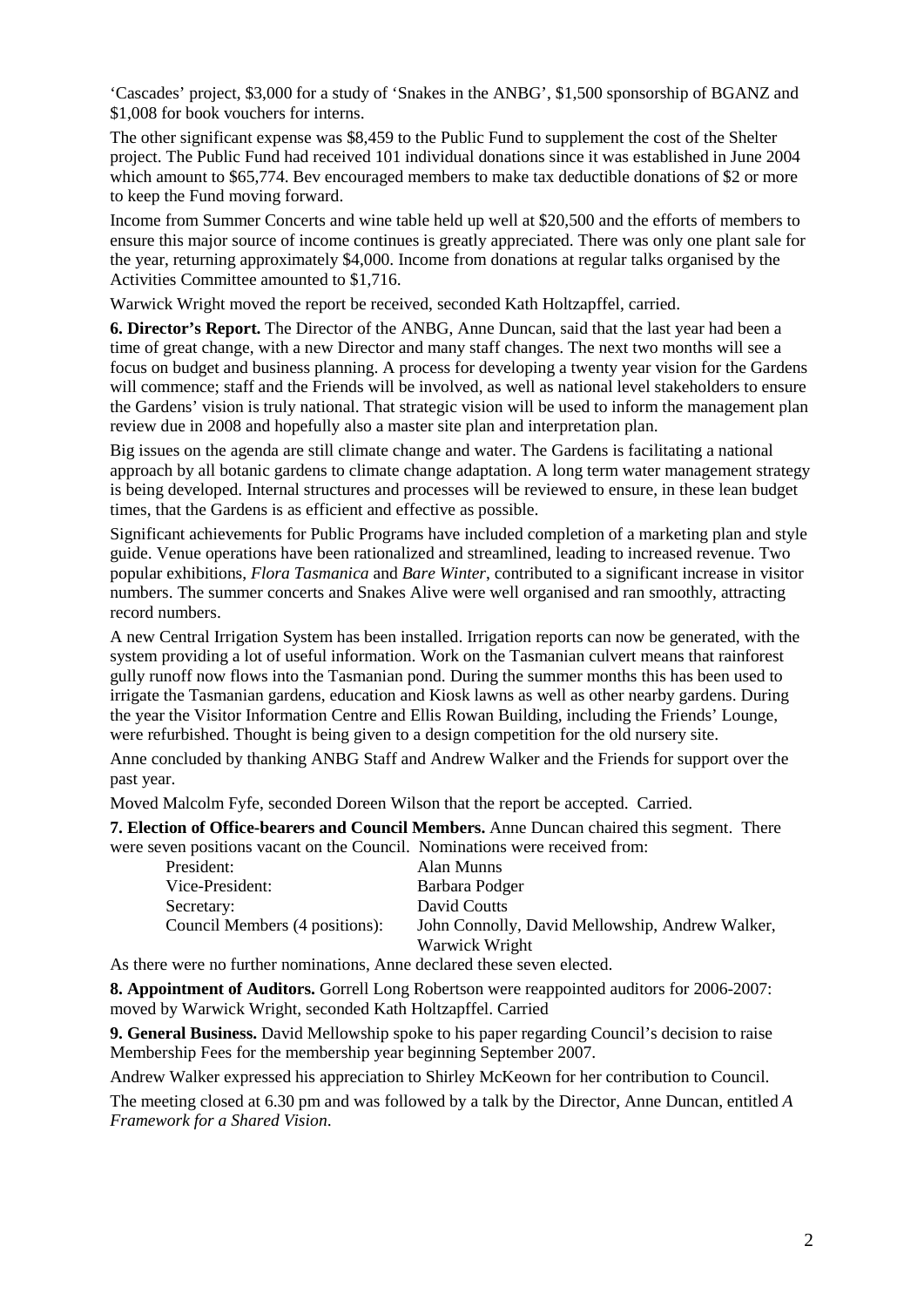'Cascades' project, $3,000 for a study of 'Snakes in the ANBG', $1,500 sponsorship of BGANZ and $1,008 for book vouchers for interns.

The other significant expense was $8,459 to the Public Fund to supplement the cost of the Shelter project. The Public Fund had received 101 individual donations since it was established in June 2004 which amount to $65,774. Bev encouraged members to make tax deductible donations of $2 or more to keep the Fund moving forward.

Income from Summer Concerts and wine table held up well at $20,500 and the efforts of members to ensure this major source of income continues is greatly appreciated. There was only one plant sale for the year, returning approximately $4,000. Income from donations at regular talks organised by the Activities Committee amounted to $1,716.

Warwick Wright moved the report be received, seconded Kath Holtzapffel, carried.

**6. Director's Report.** The Director of the ANBG, Anne Duncan, said that the last year had been a time of great change, with a new Director and many staff changes. The next two months will see a focus on budget and business planning. A process for developing a twenty year vision for the Gardens will commence; staff and the Friends will be involved, as well as national level stakeholders to ensure the Gardens' vision is truly national. That strategic vision will be used to inform the management plan review due in 2008 and hopefully also a master site plan and interpretation plan.

Big issues on the agenda are still climate change and water. The Gardens is facilitating a national approach by all botanic gardens to climate change adaptation. A long term water management strategy is being developed. Internal structures and processes will be reviewed to ensure, in these lean budget times, that the Gardens is as efficient and effective as possible.

Significant achievements for Public Programs have included completion of a marketing plan and style guide. Venue operations have been rationalized and streamlined, leading to increased revenue. Two popular exhibitions, *Flora Tasmanica* and *Bare Winter*, contributed to a significant increase in visitor numbers. The summer concerts and Snakes Alive were well organised and ran smoothly, attracting record numbers.

A new Central Irrigation System has been installed. Irrigation reports can now be generated, with the system providing a lot of useful information. Work on the Tasmanian culvert means that rainforest gully runoff now flows into the Tasmanian pond. During the summer months this has been used to irrigate the Tasmanian gardens, education and Kiosk lawns as well as other nearby gardens. During the year the Visitor Information Centre and Ellis Rowan Building, including the Friends' Lounge, were refurbished. Thought is being given to a design competition for the old nursery site.

Anne concluded by thanking ANBG Staff and Andrew Walker and the Friends for support over the past year.

Moved Malcolm Fyfe, seconded Doreen Wilson that the report be accepted. Carried.

**7. Election of Office-bearers and Council Members.** Anne Duncan chaired this segment. There were seven positions vacant on the Council. Nominations were received from:

| | |
|---|---|
| President: | Alan Munns |
| Vice-President: | Barbara Podger |
| Secretary: | David Coutts |
| Council Members (4 positions): | John Connolly, David Mellowship, Andrew Walker, Warwick Wright |

As there were no further nominations, Anne declared these seven elected.

**8. Appointment of Auditors.** Gorrell Long Robertson were reappointed auditors for 2006-2007: moved by Warwick Wright, seconded Kath Holtzapffel. Carried

**9. General Business.** David Mellowship spoke to his paper regarding Council's decision to raise Membership Fees for the membership year beginning September 2007.

Andrew Walker expressed his appreciation to Shirley McKeown for her contribution to Council.

The meeting closed at 6.30 pm and was followed by a talk by the Director, Anne Duncan, entitled *A Framework for a Shared Vision*.